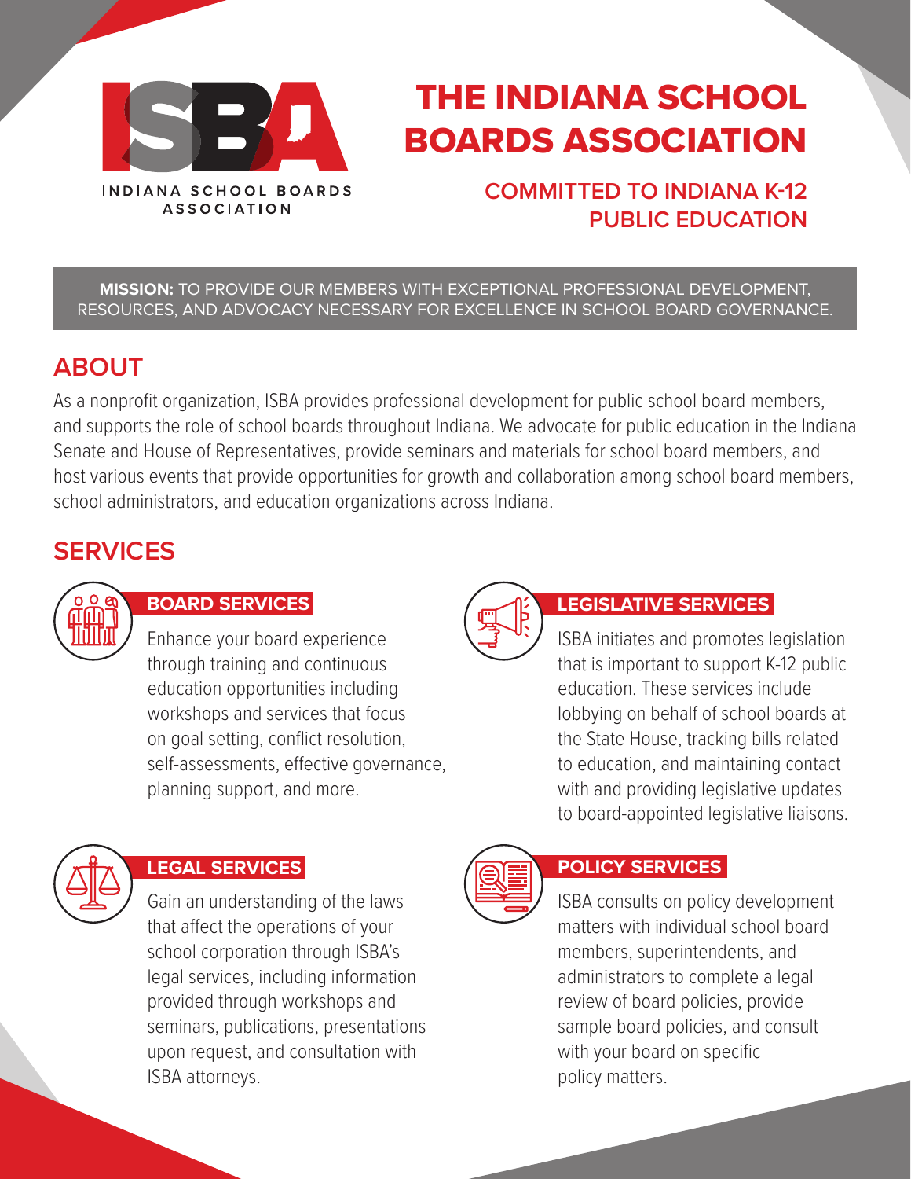INDIANA SCHOOL BOARDS ASSOCIATION

# THE INDIANA SCHOOL BOARDS ASSOCIATION

### COMMITTED TO INDIANA K-12 PUBLIC EDUCATION

**MISSION:** TO PROVIDE OUR MEMBERS WITH EXCEPTIONAL PROFESSIONAL DEVELOPMENT, RESOURCES, AND ADVOCACY NECESSARY FOR EXCELLENCE IN SCHOOL BOARD GOVERNANCE.

## ABOUT

As a nonprofit organization, ISBA provides professional development for public school board members, and supports the role of school boards throughout Indiana. We advocate for public education in the Indiana Senate and House of Representatives, provide seminars and materials for school board members, and host various events that provide opportunities for growth and collaboration among school board members, school administrators, and education organizations across Indiana.

## SERVICES

### BOARD SERVICES

Enhance your board experience through training and continuous education opportunities including workshops and services that focus on goal setting, conflict resolution, self-assessments, effective governance, planning support, and more.

### LEGISLATIVE SERVICES

ISBA initiates and promotes legislation that is important to support K-12 public education. These services include lobbying on behalf of school boards at the State House, tracking bills related to education, and maintaining contact with and providing legislative updates to board-appointed legislative liaisons.

### LEGAL SERVICES

Gain an understanding of the laws that affect the operations of your school corporation through ISBA's legal services, including information provided through workshops and seminars, publications, presentations upon request, and consultation with ISBA attorneys.

### POLICY SERVICES

ISBA consults on policy development matters with individual school board members, superintendents, and administrators to complete a legal review of board policies, provide sample board policies, and consult with your board on specific policy matters.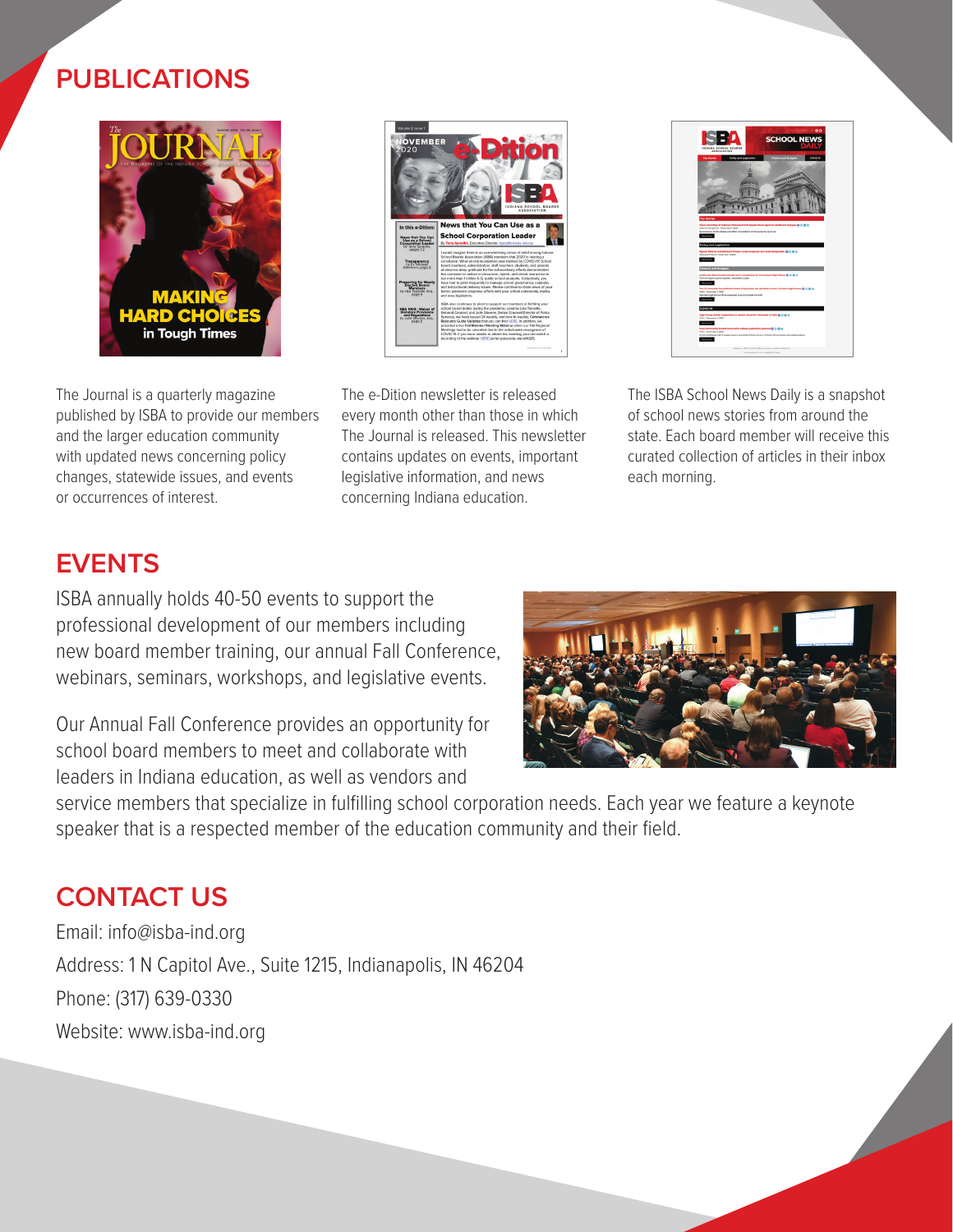## PUBLICATIONS

The Journal is a quarterly magazine published by ISBA to provide our members and the larger education community with updated news concerning policy changes, statewide issues, and events or occurrences of interest.

The e-Dition newsletter is released every month other than those in which The Journal is released. This newsletter contains updates on events, important legislative information, and news concerning Indiana education.

The ISBA School News Daily is a snapshot of school news stories from around the state. Each board member will receive this curated collection of articles in their inbox each morning.

## EVENTS

ISBA annually holds 40-50 events to support the professional development of our members including new board member training, our annual Fall Conference, webinars, seminars, workshops, and legislative events.

Our Annual Fall Conference provides an opportunity for school board members to meet and collaborate with leaders in Indiana education, as well as vendors and service members that specialize in fulfilling school corporation needs. Each year we feature a keynote speaker that is a respected member of the education community and their field.

## CONTACT US

Email: info@isba-ind.org

Address: 1 N Capitol Ave., Suite 1215, Indianapolis, IN 46204

Phone: (317) 639-0330

Website: www.isba-ind.org